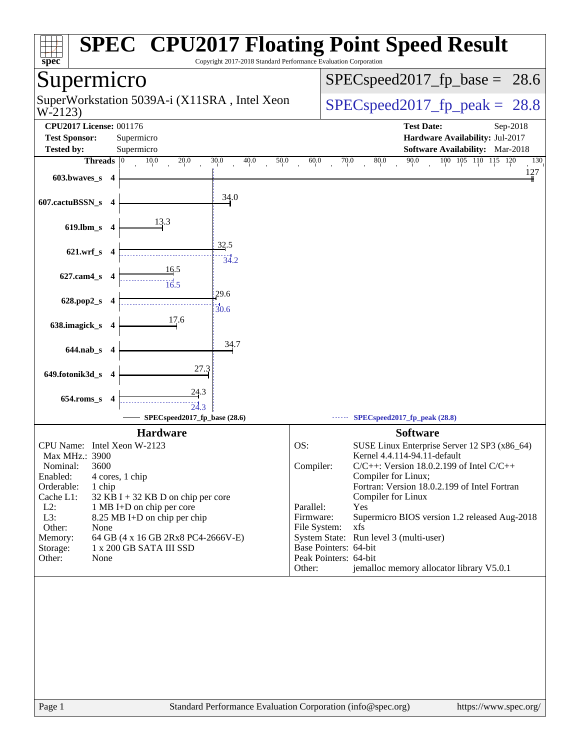# SPEC CPU2017 Floating Point Speed Result

Copyright 2017-2018 Standard Performance Evaluation Corporation

## Supermicro

SuperWorkstation 5039A-i (X11SRA , Intel Xeon W-2123)

SPECspeed2017_fp_base = 28.6

SPECspeed2017_fp_peak = 28.8

**CPU2017 License:** 001176
**Test Sponsor:** Supermicro
**Tested by:** Supermicro

**Test Date:** Sep-2018
**Hardware Availability:** Jul-2017
**Software Availability:** Mar-2018

| Benchmark | Threads | Base | Peak |
|---|---|---|---|
| 603.bwaves_s | 4 | 127 | |
| 607.cactuBSSN_s | 4 | 34.0 | |
| 619.lbm_s | 4 | 13.3 | |
| 621.wrf_s | 4 | 32.5 | 34.2 |
| 627.cam4_s | 4 | 16.5 | 16.5 |
| 628.pop2_s | 4 | 29.6 | 30.6 |
| 638.imagick_s | 4 | 17.6 | |
| 644.nab_s | 4 | 34.7 | |
| 649.fotonik3d_s | 4 | 27.3 | |
| 654.roms_s | 4 | 24.3 | 24.3 |

SPECspeed2017_fp_base (28.6) — SPECspeed2017_fp_peak (28.8)

### Hardware

| | |
|---|---|
| CPU Name: | Intel Xeon W-2123 |
| Max MHz.: | 3900 |
| Nominal: | 3600 |
| Enabled: | 4 cores, 1 chip |
| Orderable: | 1 chip |
| Cache L1: | 32 KB I + 32 KB D on chip per core |
| L2: | 1 MB I+D on chip per core |
| L3: | 8.25 MB I+D on chip per chip |
| Other: | None |
| Memory: | 64 GB (4 x 16 GB 2Rx8 PC4-2666V-E) |
| Storage: | 1 x 200 GB SATA III SSD |
| Other: | None |

### Software

| | |
|---|---|
| OS: | SUSE Linux Enterprise Server 12 SP3 (x86_64) Kernel 4.4.114-94.11-default |
| Compiler: | C/C++: Version 18.0.2.199 of Intel C/C++ Compiler for Linux; Fortran: Version 18.0.2.199 of Intel Fortran Compiler for Linux |
| Parallel: | Yes |
| Firmware: | Supermicro BIOS version 1.2 released Aug-2018 |
| File System: | xfs |
| System State: | Run level 3 (multi-user) |
| Base Pointers: | 64-bit |
| Peak Pointers: | 64-bit |
| Other: | jemalloc memory allocator library V5.0.1 |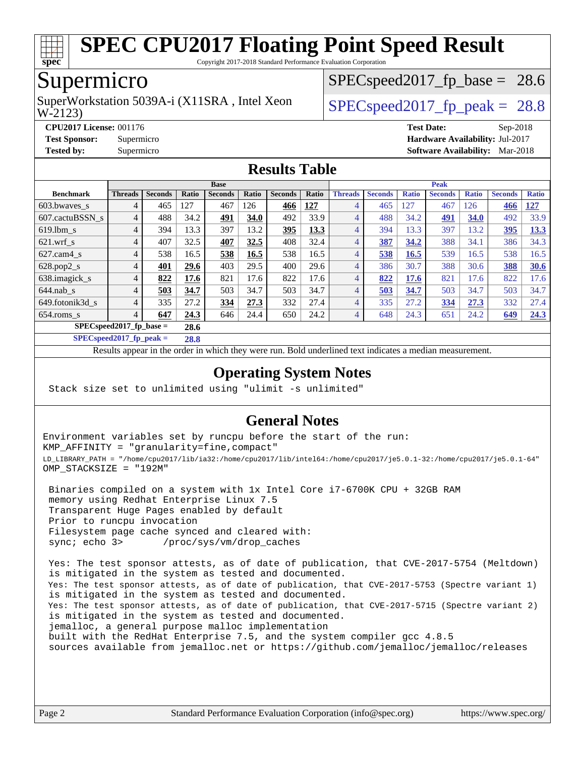# SPEC CPU2017 Floating Point Speed Result

Copyright 2017-2018 Standard Performance Evaluation Corporation

## Supermicro

SuperWorkstation 5039A-i (X11SRA , Intel Xeon W-2123)

SPECspeed2017_fp_base = 28.6

SPECspeed2017_fp_peak = 28.8

**CPU2017 License:** 001176
**Test Sponsor:** Supermicro
**Tested by:** Supermicro

**Test Date:** Sep-2018
**Hardware Availability:** Jul-2017
**Software Availability:** Mar-2018

## Results Table

| | Base | | | | | | | Peak | | | | | | |
|---|---|---|---|---|---|---|---|---|---|---|---|---|---|---|
| **Benchmark** | **Threads** | **Seconds** | **Ratio** | **Seconds** | **Ratio** | **Seconds** | **Ratio** | **Threads** | **Seconds** | **Ratio** | **Seconds** | **Ratio** | **Seconds** | **Ratio** |
| 603.bwaves_s | 4 | 465 | 127 | 467 | 126 | **466** | **127** | 4 | 465 | 127 | 467 | 126 | **466** | **127** |
| 607.cactuBSSN_s | 4 | 488 | 34.2 | **491** | **34.0** | 492 | 33.9 | 4 | 488 | 34.2 | **491** | **34.0** | 492 | 33.9 |
| 619.lbm_s | 4 | 394 | 13.3 | 397 | 13.2 | **395** | **13.3** | 4 | 394 | 13.3 | 397 | 13.2 | **395** | **13.3** |
| 621.wrf_s | 4 | 407 | 32.5 | **407** | **32.5** | 408 | 32.4 | 4 | **387** | **34.2** | 388 | 34.1 | 386 | 34.3 |
| 627.cam4_s | 4 | 538 | 16.5 | **538** | **16.5** | 538 | 16.5 | 4 | **538** | **16.5** | 539 | 16.5 | 538 | 16.5 |
| 628.pop2_s | 4 | **401** | **29.6** | 403 | 29.5 | 400 | 29.6 | 4 | 386 | 30.7 | 388 | 30.6 | **388** | **30.6** |
| 638.imagick_s | 4 | **822** | **17.6** | 821 | 17.6 | 822 | 17.6 | 4 | **822** | **17.6** | 821 | 17.6 | 822 | 17.6 |
| 644.nab_s | 4 | **503** | **34.7** | 503 | 34.7 | 503 | 34.7 | 4 | **503** | **34.7** | 503 | 34.7 | 503 | 34.7 |
| 649.fotonik3d_s | 4 | 335 | 27.2 | **334** | **27.3** | 332 | 27.4 | 4 | 335 | 27.2 | **334** | **27.3** | 332 | 27.4 |
| 654.roms_s | 4 | **647** | **24.3** | 646 | 24.4 | 650 | 24.2 | 4 | 648 | 24.3 | 651 | 24.2 | **649** | **24.3** |

**SPECspeed2017_fp_base = 28.6**

**SPECspeed2017_fp_peak = 28.8**

Results appear in the order in which they were run. Bold underlined text indicates a median measurement.

## Operating System Notes

```
Stack size set to unlimited using "ulimit -s unlimited"
```

## General Notes

```
Environment variables set by runcpu before the start of the run:
KMP_AFFINITY = "granularity=fine,compact"
LD_LIBRARY_PATH = "/home/cpu2017/lib/ia32:/home/cpu2017/lib/intel64:/home/cpu2017/je5.0.1-32:/home/cpu2017/je5.0.1-64"
OMP_STACKSIZE = "192M"

 Binaries compiled on a system with 1x Intel Core i7-6700K CPU + 32GB RAM
 memory using Redhat Enterprise Linux 7.5
 Transparent Huge Pages enabled by default
 Prior to runcpu invocation
 Filesystem page cache synced and cleared with:
 sync; echo 3>       /proc/sys/vm/drop_caches

 Yes: The test sponsor attests, as of date of publication, that CVE-2017-5754 (Meltdown)
 is mitigated in the system as tested and documented.
 Yes: The test sponsor attests, as of date of publication, that CVE-2017-5753 (Spectre variant 1)
 is mitigated in the system as tested and documented.
 Yes: The test sponsor attests, as of date of publication, that CVE-2017-5715 (Spectre variant 2)
 is mitigated in the system as tested and documented.
 jemalloc, a general purpose malloc implementation
 built with the RedHat Enterprise 7.5, and the system compiler gcc 4.8.5
 sources available from jemalloc.net or https://github.com/jemalloc/jemalloc/releases
```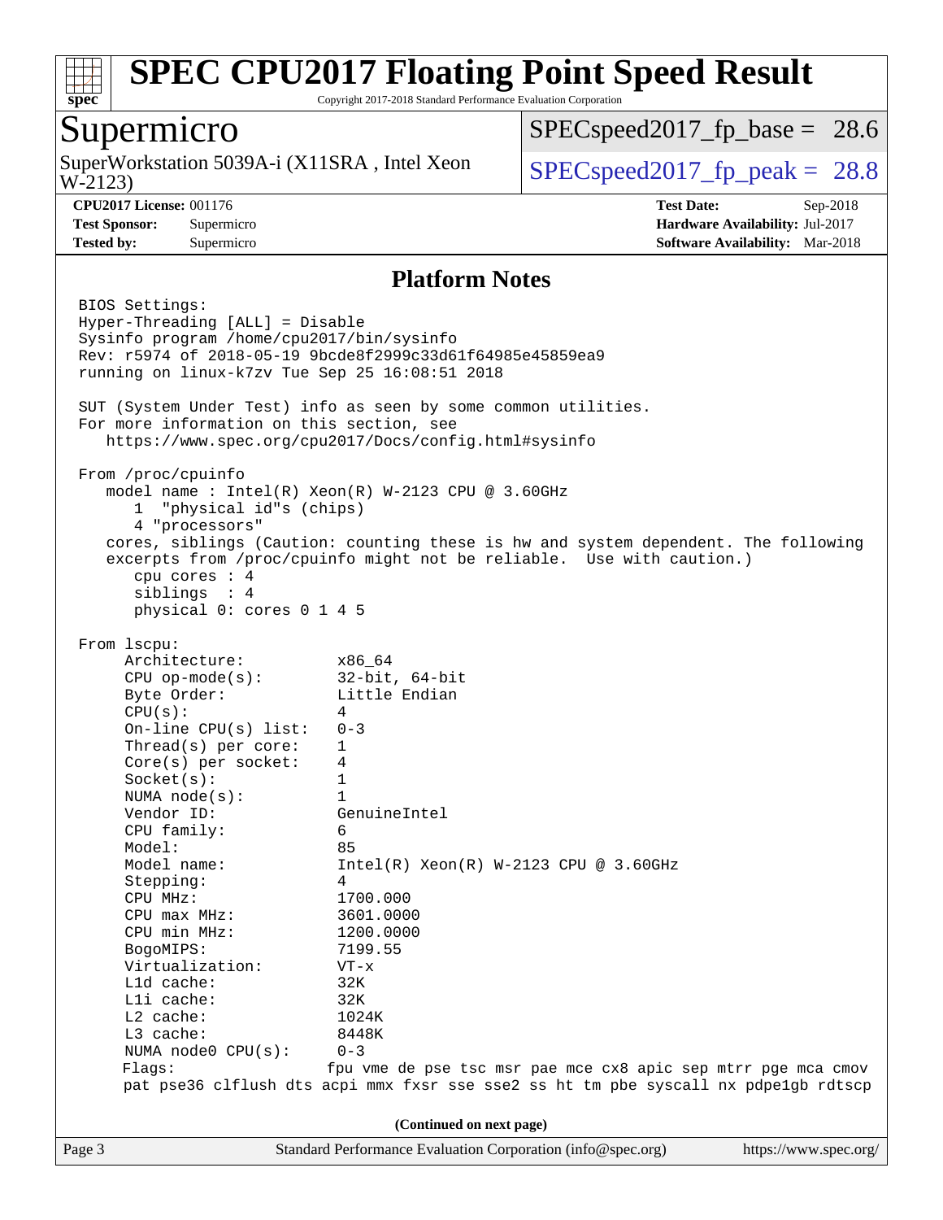# SPEC CPU2017 Floating Point Speed Result

Copyright 2017-2018 Standard Performance Evaluation Corporation

## Supermicro

SuperWorkstation 5039A-i (X11SRA , Intel Xeon W-2123)

SPECspeed2017_fp_base = 28.6

SPECspeed2017_fp_peak = 28.8

**CPU2017 License:** 001176
**Test Sponsor:** Supermicro
**Tested by:** Supermicro

**Test Date:** Sep-2018
**Hardware Availability:** Jul-2017
**Software Availability:** Mar-2018

### Platform Notes

```
BIOS Settings:
Hyper-Threading [ALL] = Disable
Sysinfo program /home/cpu2017/bin/sysinfo
Rev: r5974 of 2018-05-19 9bcde8f2999c33d61f64985e45859ea9
running on linux-k7zv Tue Sep 25 16:08:51 2018

SUT (System Under Test) info as seen by some common utilities.
For more information on this section, see
   https://www.spec.org/cpu2017/Docs/config.html#sysinfo

From /proc/cpuinfo
   model name : Intel(R) Xeon(R) W-2123 CPU @ 3.60GHz
      1  "physical id"s (chips)
      4 "processors"
   cores, siblings (Caution: counting these is hw and system dependent. The following
   excerpts from /proc/cpuinfo might not be reliable.  Use with caution.)
      cpu cores : 4
      siblings  : 4
      physical 0: cores 0 1 4 5

From lscpu:
     Architecture:          x86_64
     CPU op-mode(s):        32-bit, 64-bit
     Byte Order:            Little Endian
     CPU(s):                4
     On-line CPU(s) list:   0-3
     Thread(s) per core:    1
     Core(s) per socket:    4
     Socket(s):             1
     NUMA node(s):          1
     Vendor ID:             GenuineIntel
     CPU family:            6
     Model:                 85
     Model name:            Intel(R) Xeon(R) W-2123 CPU @ 3.60GHz
     Stepping:              4
     CPU MHz:               1700.000
     CPU max MHz:           3601.0000
     CPU min MHz:           1200.0000
     BogoMIPS:              7199.55
     Virtualization:        VT-x
     L1d cache:             32K
     L1i cache:             32K
     L2 cache:              1024K
     L3 cache:              8448K
     NUMA node0 CPU(s):     0-3
     Flags:                fpu vme de pse tsc msr pae mce cx8 apic sep mtrr pge mca cmov
     pat pse36 clflush dts acpi mmx fxsr sse sse2 ss ht tm pbe syscall nx pdpe1gb rdtscp
```

(Continued on next page)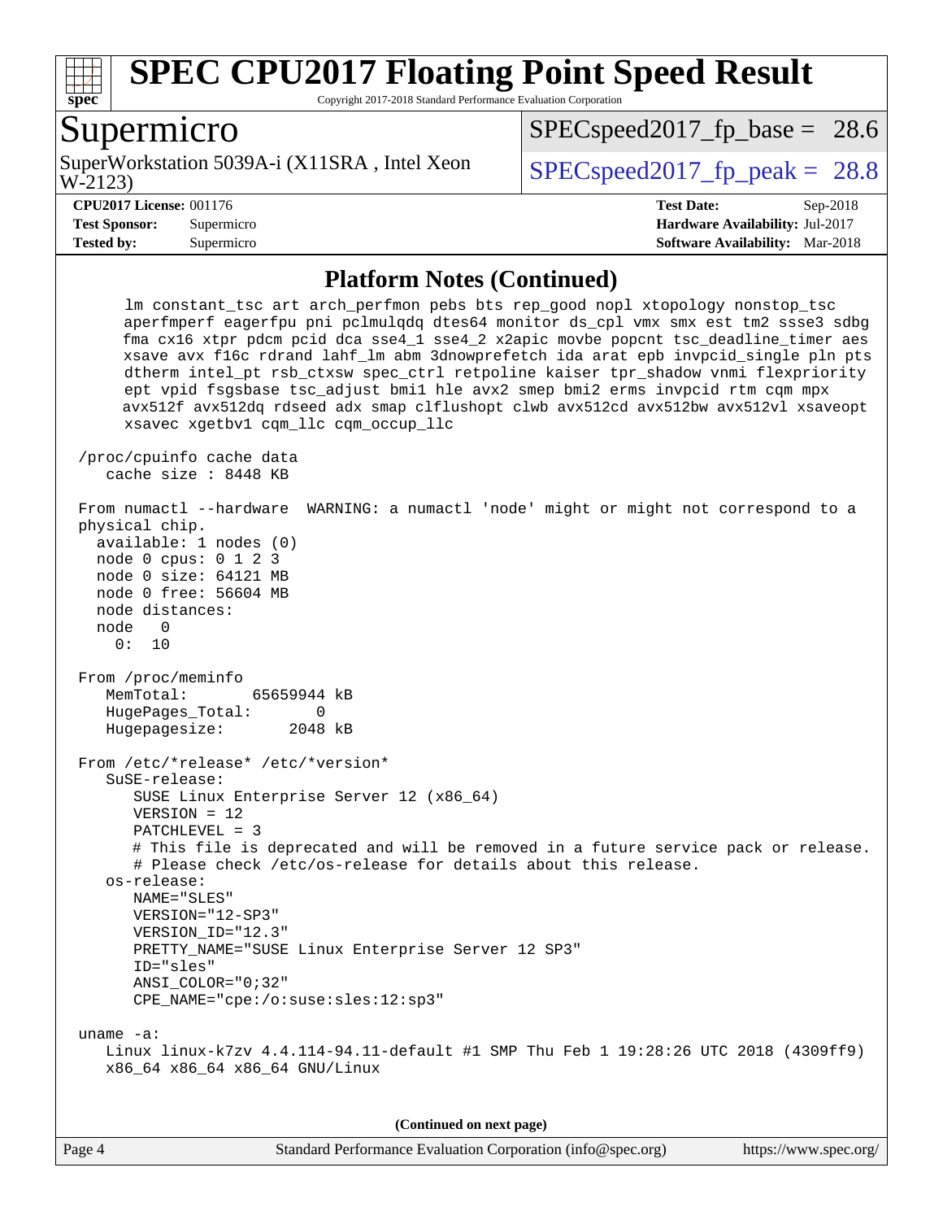## Platform Notes (Continued)

```
     lm constant_tsc art arch_perfmon pebs bts rep_good nopl xtopology nonstop_tsc
     aperfmperf eagerfpu pni pclmulqdq dtes64 monitor ds_cpl vmx smx est tm2 ssse3 sdbg
     fma cx16 xtpr pdcm pcid dca sse4_1 sse4_2 x2apic movbe popcnt tsc_deadline_timer aes
     xsave avx f16c rdrand lahf_lm abm 3dnowprefetch ida arat epb invpcid_single pln pts
     dtherm intel_pt rsb_ctxsw spec_ctrl retpoline kaiser tpr_shadow vnmi flexpriority
     ept vpid fsgsbase tsc_adjust bmi1 hle avx2 smep bmi2 erms invpcid rtm cqm mpx
     avx512f avx512dq rdseed adx smap clflushopt clwb avx512cd avx512bw avx512vl xsaveopt
     xsavec xgetbv1 cqm_llc cqm_occup_llc

 /proc/cpuinfo cache data
    cache size : 8448 KB

 From numactl --hardware  WARNING: a numactl 'node' might or might not correspond to a
 physical chip.
   available: 1 nodes (0)
   node 0 cpus: 0 1 2 3
   node 0 size: 64121 MB
   node 0 free: 56604 MB
   node distances:
   node   0
     0:  10

 From /proc/meminfo
    MemTotal:       65659944 kB
    HugePages_Total:       0
    Hugepagesize:       2048 kB

 From /etc/*release* /etc/*version*
    SuSE-release:
       SUSE Linux Enterprise Server 12 (x86_64)
       VERSION = 12
       PATCHLEVEL = 3
       # This file is deprecated and will be removed in a future service pack or release.
       # Please check /etc/os-release for details about this release.
    os-release:
       NAME="SLES"
       VERSION="12-SP3"
       VERSION_ID="12.3"
       PRETTY_NAME="SUSE Linux Enterprise Server 12 SP3"
       ID="sles"
       ANSI_COLOR="0;32"
       CPE_NAME="cpe:/o:suse:sles:12:sp3"

 uname -a:
    Linux linux-k7zv 4.4.114-94.11-default #1 SMP Thu Feb 1 19:28:26 UTC 2018 (4309ff9)
    x86_64 x86_64 x86_64 GNU/Linux
```

(Continued on next page)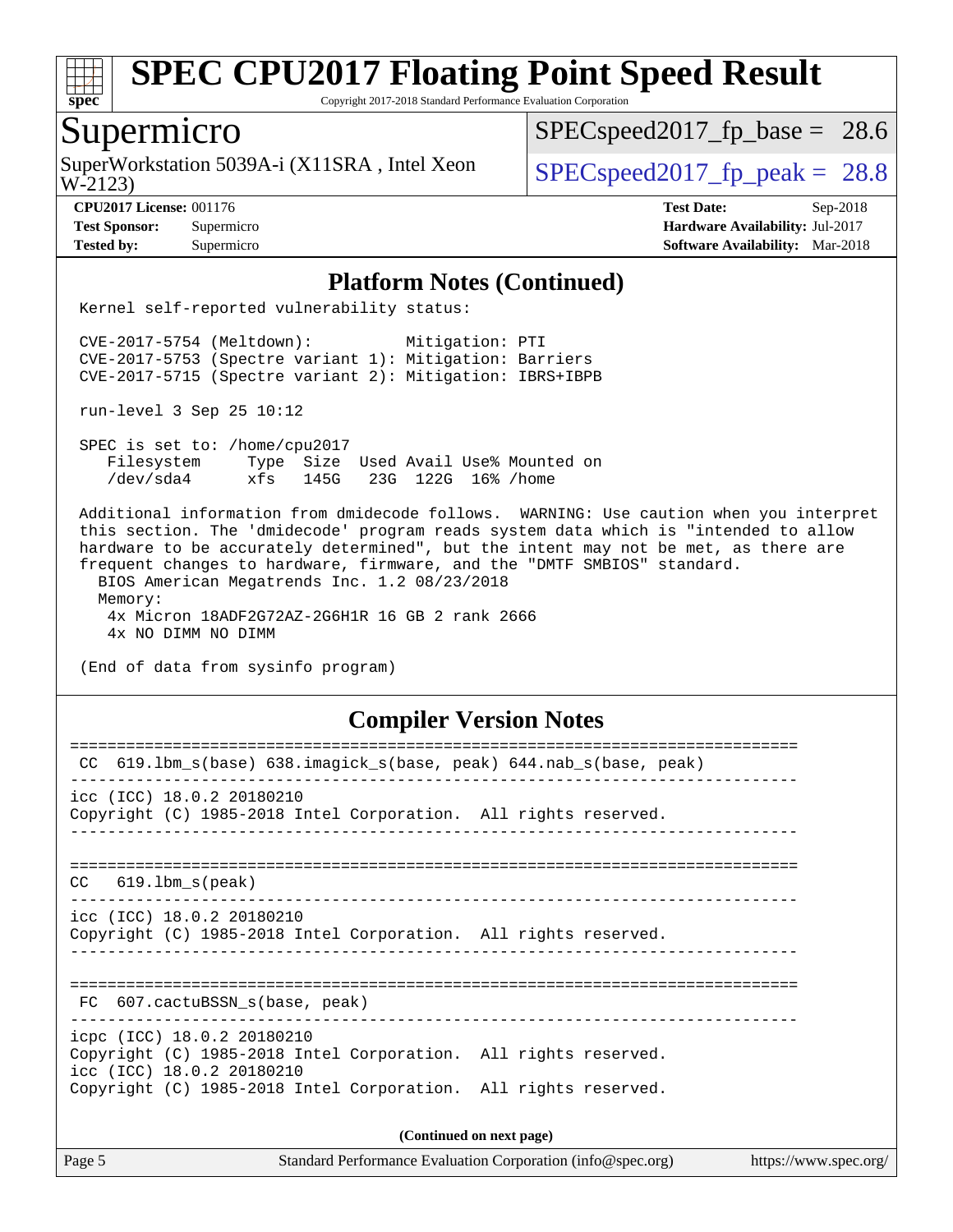## Platform Notes (Continued)

```
Kernel self-reported vulnerability status:

CVE-2017-5754 (Meltdown):          Mitigation: PTI
CVE-2017-5753 (Spectre variant 1): Mitigation: Barriers
CVE-2017-5715 (Spectre variant 2): Mitigation: IBRS+IBPB

run-level 3 Sep 25 10:12

SPEC is set to: /home/cpu2017
   Filesystem     Type  Size  Used Avail Use% Mounted on
   /dev/sda4      xfs   145G   23G  122G  16% /home

Additional information from dmidecode follows.  WARNING: Use caution when you interpret
this section. The 'dmidecode' program reads system data which is "intended to allow
hardware to be accurately determined", but the intent may not be met, as there are
frequent changes to hardware, firmware, and the "DMTF SMBIOS" standard.
  BIOS American Megatrends Inc. 1.2 08/23/2018
  Memory:
   4x Micron 18ADF2G72AZ-2G6H1R 16 GB 2 rank 2666
   4x NO DIMM NO DIMM

(End of data from sysinfo program)
```

## Compiler Version Notes

```
==============================================================================
 CC  619.lbm_s(base) 638.imagick_s(base, peak) 644.nab_s(base, peak)
------------------------------------------------------------------------------
icc (ICC) 18.0.2 20180210
Copyright (C) 1985-2018 Intel Corporation.  All rights reserved.
------------------------------------------------------------------------------

==============================================================================
 CC   619.lbm_s(peak)
------------------------------------------------------------------------------
icc (ICC) 18.0.2 20180210
Copyright (C) 1985-2018 Intel Corporation.  All rights reserved.
------------------------------------------------------------------------------

==============================================================================
 FC  607.cactuBSSN_s(base, peak)
------------------------------------------------------------------------------
icpc (ICC) 18.0.2 20180210
Copyright (C) 1985-2018 Intel Corporation.  All rights reserved.
icc (ICC) 18.0.2 20180210
Copyright (C) 1985-2018 Intel Corporation.  All rights reserved.
```

(Continued on next page)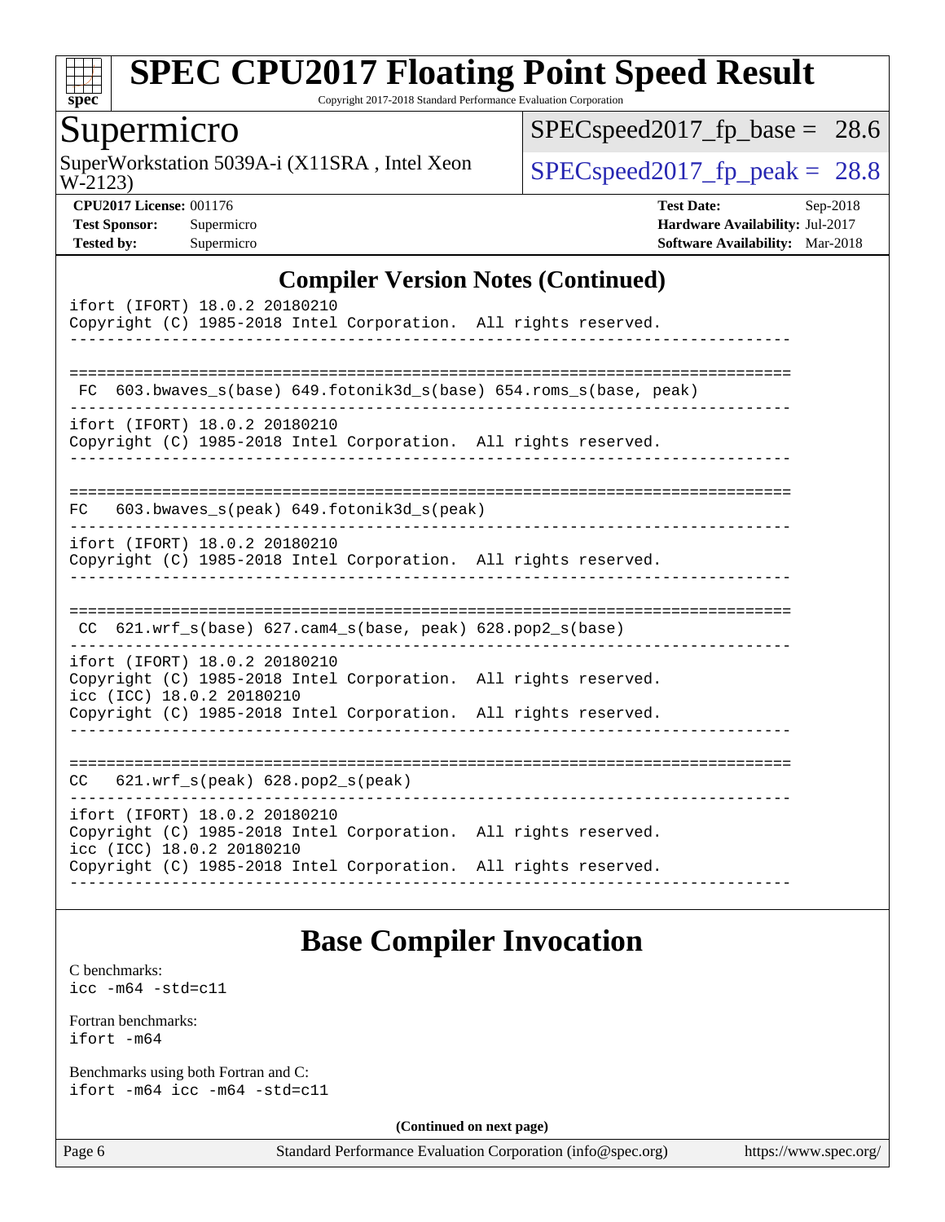## Compiler Version Notes (Continued)

```
ifort (IFORT) 18.0.2 20180210
Copyright (C) 1985-2018 Intel Corporation.  All rights reserved.
------------------------------------------------------------------------------

==============================================================================
 FC  603.bwaves_s(base) 649.fotonik3d_s(base) 654.roms_s(base, peak)
------------------------------------------------------------------------------
ifort (IFORT) 18.0.2 20180210
Copyright (C) 1985-2018 Intel Corporation.  All rights reserved.
------------------------------------------------------------------------------

==============================================================================
FC   603.bwaves_s(peak) 649.fotonik3d_s(peak)
------------------------------------------------------------------------------
ifort (IFORT) 18.0.2 20180210
Copyright (C) 1985-2018 Intel Corporation.  All rights reserved.
------------------------------------------------------------------------------

==============================================================================
 CC  621.wrf_s(base) 627.cam4_s(base, peak) 628.pop2_s(base)
------------------------------------------------------------------------------
ifort (IFORT) 18.0.2 20180210
Copyright (C) 1985-2018 Intel Corporation.  All rights reserved.
icc (ICC) 18.0.2 20180210
Copyright (C) 1985-2018 Intel Corporation.  All rights reserved.
------------------------------------------------------------------------------

==============================================================================
CC   621.wrf_s(peak) 628.pop2_s(peak)
------------------------------------------------------------------------------
ifort (IFORT) 18.0.2 20180210
Copyright (C) 1985-2018 Intel Corporation.  All rights reserved.
icc (ICC) 18.0.2 20180210
Copyright (C) 1985-2018 Intel Corporation.  All rights reserved.
------------------------------------------------------------------------------
```

## Base Compiler Invocation

C benchmarks:
```
icc -m64 -std=c11
```

Fortran benchmarks:
```
ifort -m64
```

Benchmarks using both Fortran and C:
```
ifort -m64 icc -m64 -std=c11
```

**(Continued on next page)**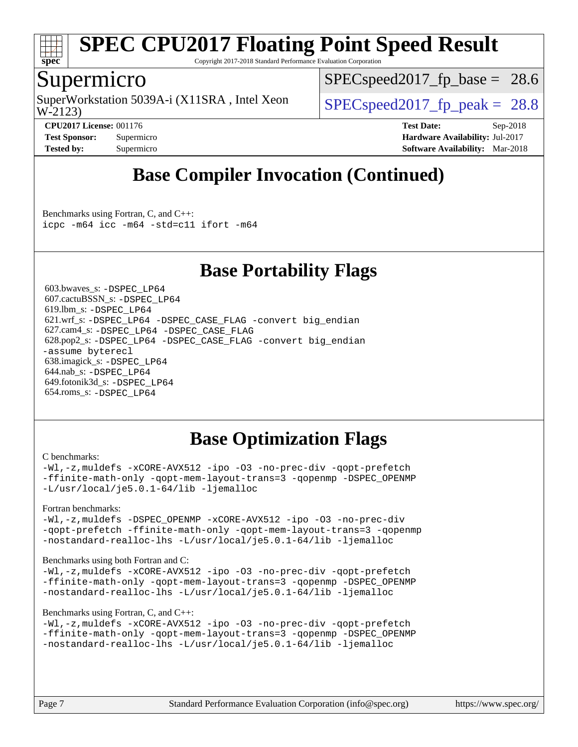# Base Compiler Invocation (Continued)

Benchmarks using Fortran, C, and C++:
```
icpc -m64 icc -m64 -std=c11 ifort -m64
```

# Base Portability Flags

603.bwaves_s: `-DSPEC_LP64`
607.cactuBSSN_s: `-DSPEC_LP64`
619.lbm_s: `-DSPEC_LP64`
621.wrf_s: `-DSPEC_LP64 -DSPEC_CASE_FLAG -convert big_endian`
627.cam4_s: `-DSPEC_LP64 -DSPEC_CASE_FLAG`
628.pop2_s: `-DSPEC_LP64 -DSPEC_CASE_FLAG -convert big_endian -assume byterecl`
638.imagick_s: `-DSPEC_LP64`
644.nab_s: `-DSPEC_LP64`
649.fotonik3d_s: `-DSPEC_LP64`
654.roms_s: `-DSPEC_LP64`

# Base Optimization Flags

C benchmarks:
```
-Wl,-z,muldefs -xCORE-AVX512 -ipo -O3 -no-prec-div -qopt-prefetch
-ffinite-math-only -qopt-mem-layout-trans=3 -qopenmp -DSPEC_OPENMP
-L/usr/local/je5.0.1-64/lib -ljemalloc
```

Fortran benchmarks:
```
-Wl,-z,muldefs -DSPEC_OPENMP -xCORE-AVX512 -ipo -O3 -no-prec-div
-qopt-prefetch -ffinite-math-only -qopt-mem-layout-trans=3 -qopenmp
-nostandard-realloc-lhs -L/usr/local/je5.0.1-64/lib -ljemalloc
```

Benchmarks using both Fortran and C:
```
-Wl,-z,muldefs -xCORE-AVX512 -ipo -O3 -no-prec-div -qopt-prefetch
-ffinite-math-only -qopt-mem-layout-trans=3 -qopenmp -DSPEC_OPENMP
-nostandard-realloc-lhs -L/usr/local/je5.0.1-64/lib -ljemalloc
```

Benchmarks using Fortran, C, and C++:
```
-Wl,-z,muldefs -xCORE-AVX512 -ipo -O3 -no-prec-div -qopt-prefetch
-ffinite-math-only -qopt-mem-layout-trans=3 -qopenmp -DSPEC_OPENMP
-nostandard-realloc-lhs -L/usr/local/je5.0.1-64/lib -ljemalloc
```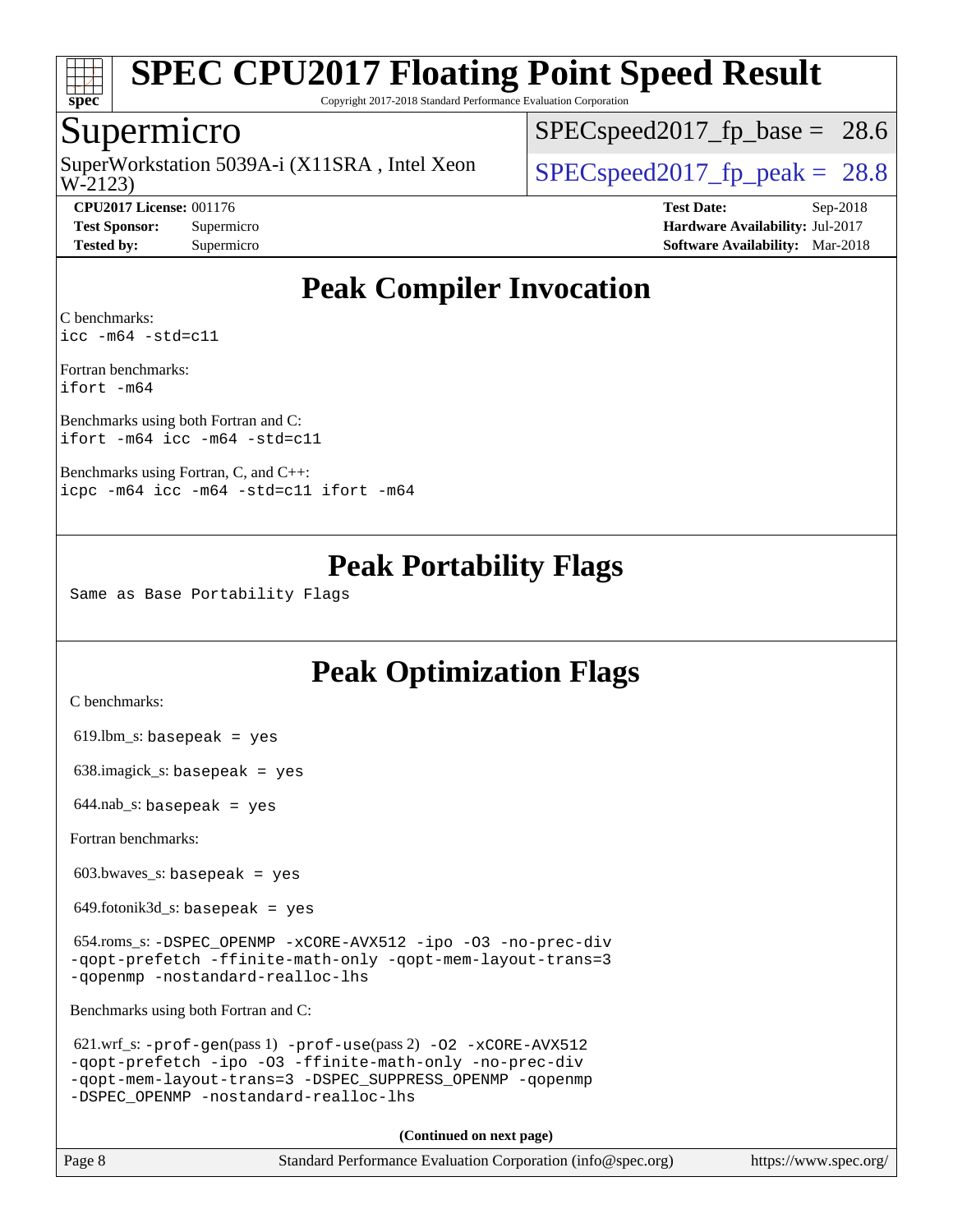# SPEC CPU2017 Floating Point Speed Result

Copyright 2017-2018 Standard Performance Evaluation Corporation

## Supermicro

SuperWorkstation 5039A-i (X11SRA , Intel Xeon W-2123)

SPECspeed2017_fp_base = 28.6

SPECspeed2017_fp_peak = 28.8

**CPU2017 License:** 001176
**Test Sponsor:** Supermicro
**Tested by:** Supermicro

**Test Date:** Sep-2018
**Hardware Availability:** Jul-2017
**Software Availability:** Mar-2018

## Peak Compiler Invocation

C benchmarks:
`icc -m64 -std=c11`

Fortran benchmarks:
`ifort -m64`

Benchmarks using both Fortran and C:
`ifort -m64 icc -m64 -std=c11`

Benchmarks using Fortran, C, and C++:
`icpc -m64 icc -m64 -std=c11 ifort -m64`

## Peak Portability Flags

Same as Base Portability Flags

## Peak Optimization Flags

C benchmarks:

619.lbm_s: `basepeak = yes`

638.imagick_s: `basepeak = yes`

644.nab_s: `basepeak = yes`

Fortran benchmarks:

603.bwaves_s: `basepeak = yes`

649.fotonik3d_s: `basepeak = yes`

654.roms_s: `-DSPEC_OPENMP -xCORE-AVX512 -ipo -O3 -no-prec-div -qopt-prefetch -ffinite-math-only -qopt-mem-layout-trans=3 -qopenmp -nostandard-realloc-lhs`

Benchmarks using both Fortran and C:

621.wrf_s: `-prof-gen`(pass 1) `-prof-use`(pass 2) `-O2 -xCORE-AVX512 -qopt-prefetch -ipo -O3 -ffinite-math-only -no-prec-div -qopt-mem-layout-trans=3 -DSPEC_SUPPRESS_OPENMP -qopenmp -DSPEC_OPENMP -nostandard-realloc-lhs`

(Continued on next page)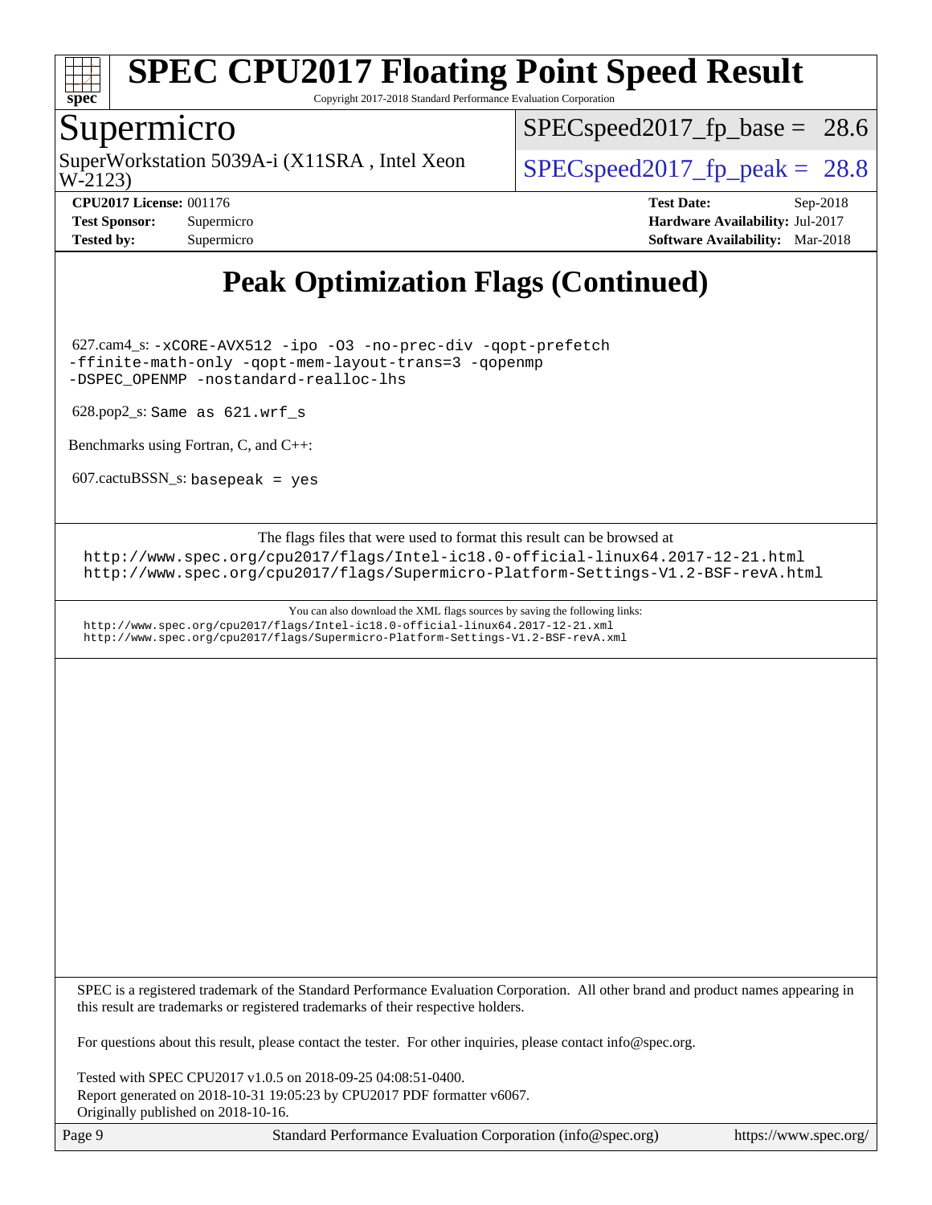# Peak Optimization Flags (Continued)

627.cam4_s: `-xCORE-AVX512 -ipo -O3 -no-prec-div -qopt-prefetch -ffinite-math-only -qopt-mem-layout-trans=3 -qopenmp -DSPEC_OPENMP -nostandard-realloc-lhs`

628.pop2_s: `Same as 621.wrf_s`

Benchmarks using Fortran, C, and C++:

607.cactuBSSN_s: `basepeak = yes`

The flags files that were used to format this result can be browsed at
http://www.spec.org/cpu2017/flags/Intel-ic18.0-official-linux64.2017-12-21.html
http://www.spec.org/cpu2017/flags/Supermicro-Platform-Settings-V1.2-BSF-revA.html

You can also download the XML flags sources by saving the following links:
http://www.spec.org/cpu2017/flags/Intel-ic18.0-official-linux64.2017-12-21.xml
http://www.spec.org/cpu2017/flags/Supermicro-Platform-Settings-V1.2-BSF-revA.xml

SPEC is a registered trademark of the Standard Performance Evaluation Corporation. All other brand and product names appearing in this result are trademarks or registered trademarks of their respective holders.

For questions about this result, please contact the tester. For other inquiries, please contact info@spec.org.

Tested with SPEC CPU2017 v1.0.5 on 2018-09-25 04:08:51-0400.
Report generated on 2018-10-31 19:05:23 by CPU2017 PDF formatter v6067.
Originally published on 2018-10-16.